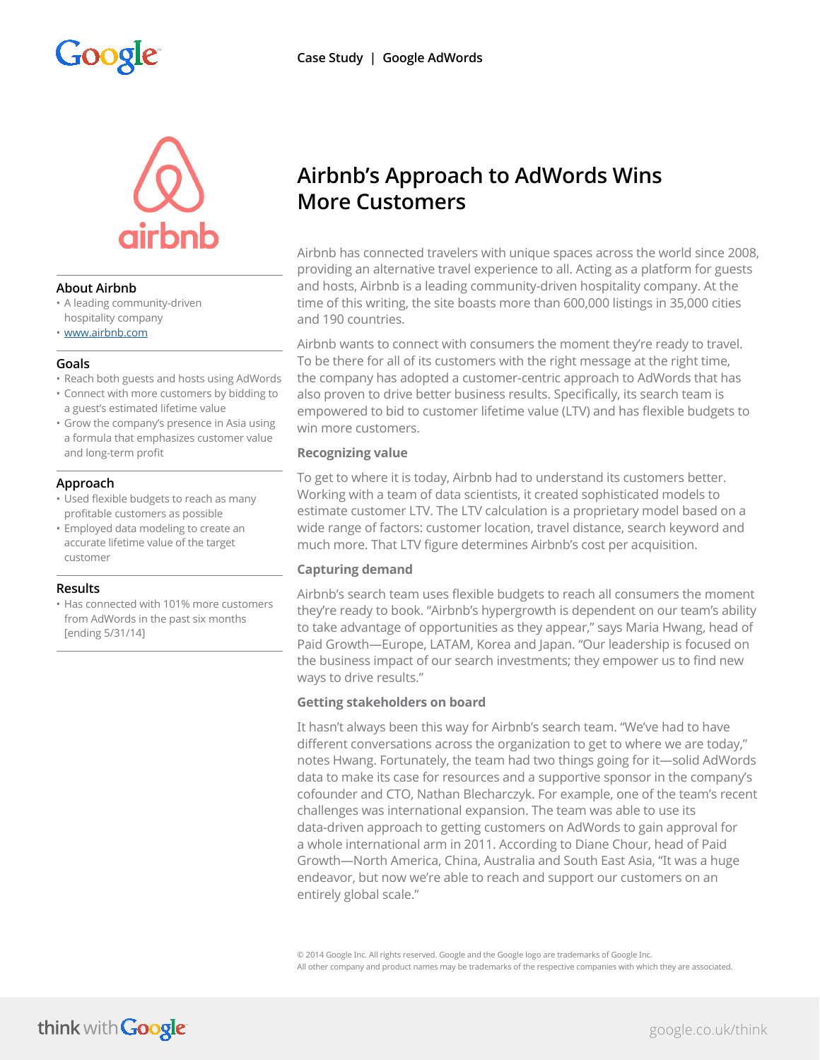Case Study | Google AdWords

# Airbnb's Approach to AdWords Wins More Customers

### About Airbnb

- A leading community-driven hospitality company
- www.airbnb.com

### Goals

- Reach both guests and hosts using AdWords
- Connect with more customers by bidding to a guest's estimated lifetime value
- Grow the company's presence in Asia using a formula that emphasizes customer value and long-term profit

### Approach

- Used flexible budgets to reach as many profitable customers as possible
- Employed data modeling to create an accurate lifetime value of the target customer

### Results

- Has connected with 101% more customers from AdWords in the past six months [ending 5/31/14]

Airbnb has connected travelers with unique spaces across the world since 2008, providing an alternative travel experience to all. Acting as a platform for guests and hosts, Airbnb is a leading community-driven hospitality company. At the time of this writing, the site boasts more than 600,000 listings in 35,000 cities and 190 countries.

Airbnb wants to connect with consumers the moment they're ready to travel. To be there for all of its customers with the right message at the right time, the company has adopted a customer-centric approach to AdWords that has also proven to drive better business results. Specifically, its search team is empowered to bid to customer lifetime value (LTV) and has flexible budgets to win more customers.

**Recognizing value**

To get to where it is today, Airbnb had to understand its customers better. Working with a team of data scientists, it created sophisticated models to estimate customer LTV. The LTV calculation is a proprietary model based on a wide range of factors: customer location, travel distance, search keyword and much more. That LTV figure determines Airbnb's cost per acquisition.

**Capturing demand**

Airbnb's search team uses flexible budgets to reach all consumers the moment they're ready to book. "Airbnb's hypergrowth is dependent on our team's ability to take advantage of opportunities as they appear," says Maria Hwang, head of Paid Growth—Europe, LATAM, Korea and Japan. "Our leadership is focused on the business impact of our search investments; they empower us to find new ways to drive results."

**Getting stakeholders on board**

It hasn't always been this way for Airbnb's search team. "We've had to have different conversations across the organization to get to where we are today," notes Hwang. Fortunately, the team had two things going for it—solid AdWords data to make its case for resources and a supportive sponsor in the company's cofounder and CTO, Nathan Blecharczyk. For example, one of the team's recent challenges was international expansion. The team was able to use its data-driven approach to getting customers on AdWords to gain approval for a whole international arm in 2011. According to Diane Chour, head of Paid Growth—North America, China, Australia and South East Asia, "It was a huge endeavor, but now we're able to reach and support our customers on an entirely global scale."

© 2014 Google Inc. All rights reserved. Google and the Google logo are trademarks of Google Inc.
All other company and product names may be trademarks of the respective companies with which they are associated.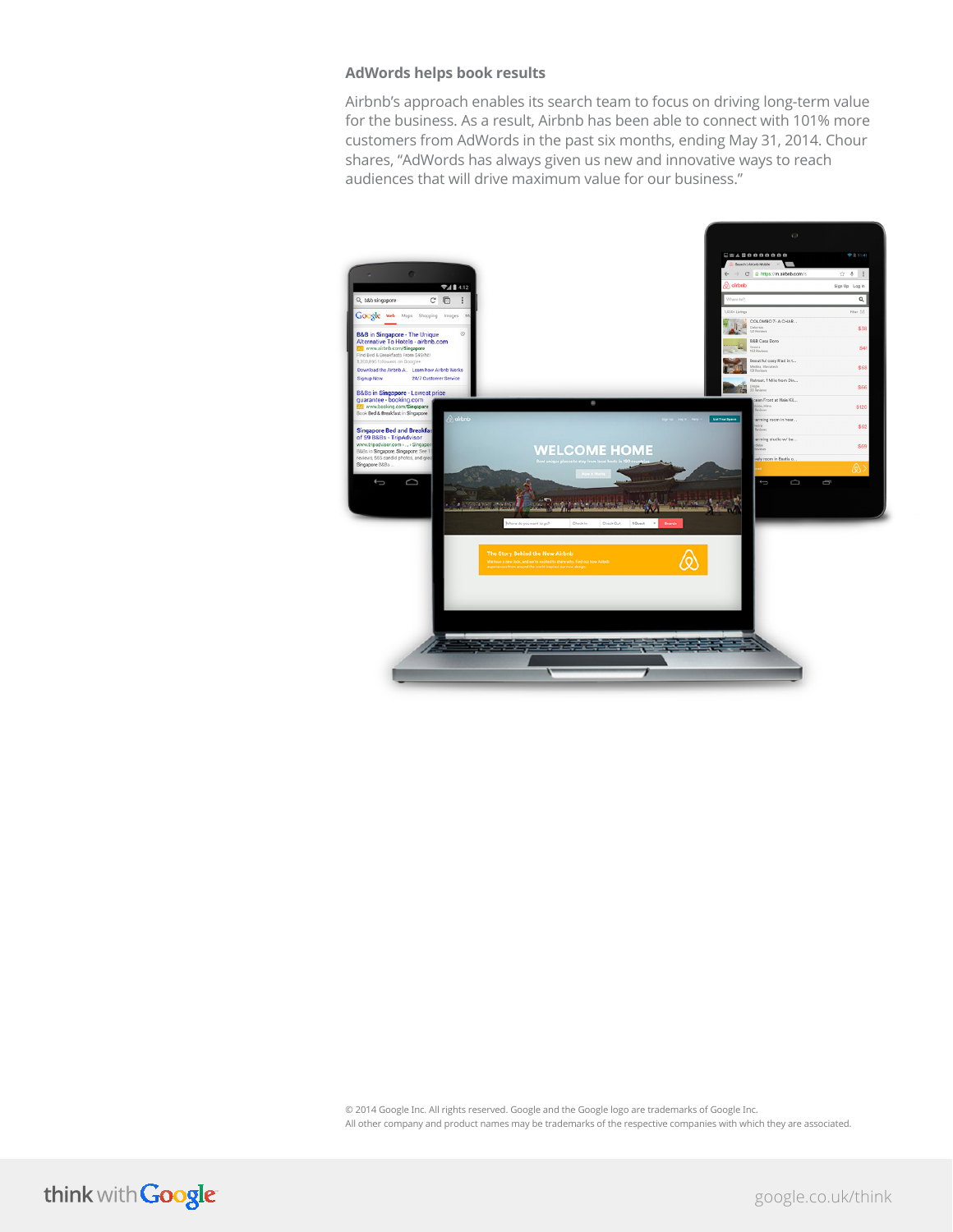### AdWords helps book results

Airbnb's approach enables its search team to focus on driving long-term value for the business. As a result, Airbnb has been able to connect with 101% more customers from AdWords in the past six months, ending May 31, 2014. Chour shares, "AdWords has always given us new and innovative ways to reach audiences that will drive maximum value for our business."

© 2014 Google Inc. All rights reserved. Google and the Google logo are trademarks of Google Inc.
All other company and product names may be trademarks of the respective companies with which they are associated.

think with Google

google.co.uk/think